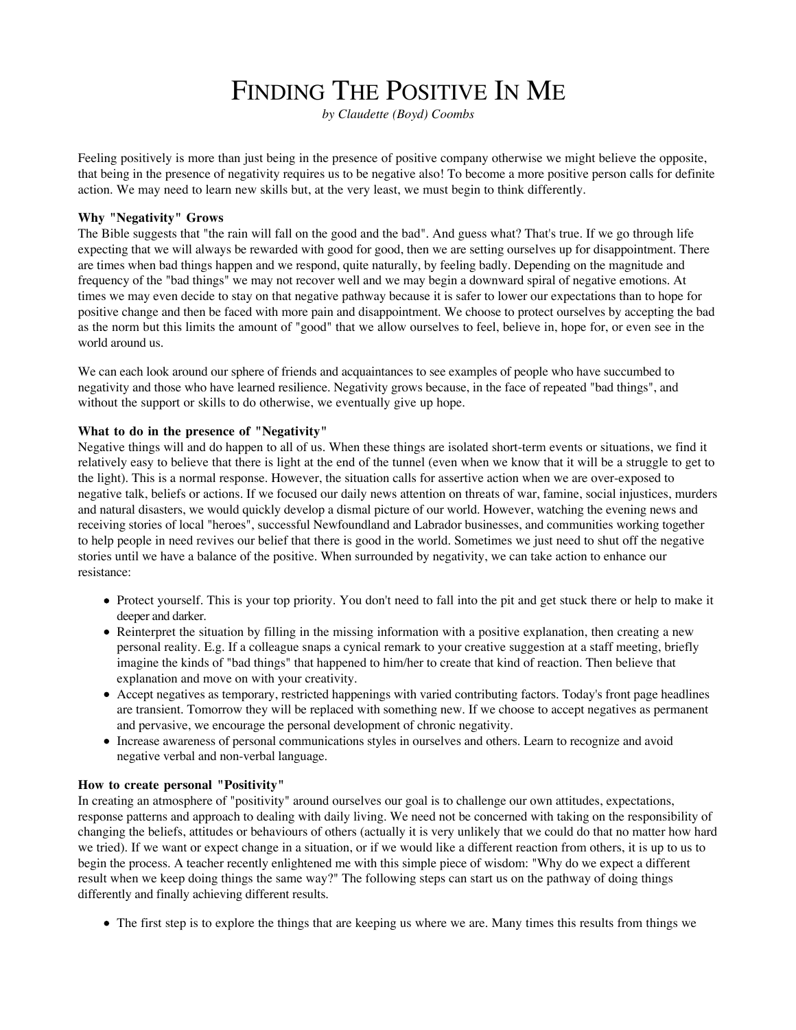# Finding The Positive In Me

*by Claudette (Boyd) Coombs*

Feeling positively is more than just being in the presence of positive company otherwise we might believe the opposite, that being in the presence of negativity requires us to be negative also! To become a more positive person calls for definite action. We may need to learn new skills but, at the very least, we must begin to think differently.

**Why "Negativity" Grows**

The Bible suggests that "the rain will fall on the good and the bad". And guess what? That's true. If we go through life expecting that we will always be rewarded with good for good, then we are setting ourselves up for disappointment. There are times when bad things happen and we respond, quite naturally, by feeling badly. Depending on the magnitude and frequency of the "bad things" we may not recover well and we may begin a downward spiral of negative emotions. At times we may even decide to stay on that negative pathway because it is safer to lower our expectations than to hope for positive change and then be faced with more pain and disappointment. We choose to protect ourselves by accepting the bad as the norm but this limits the amount of "good" that we allow ourselves to feel, believe in, hope for, or even see in the world around us.

We can each look around our sphere of friends and acquaintances to see examples of people who have succumbed to negativity and those who have learned resilience. Negativity grows because, in the face of repeated "bad things", and without the support or skills to do otherwise, we eventually give up hope.

**What to do in the presence of "Negativity"**

Negative things will and do happen to all of us. When these things are isolated short-term events or situations, we find it relatively easy to believe that there is light at the end of the tunnel (even when we know that it will be a struggle to get to the light). This is a normal response. However, the situation calls for assertive action when we are over-exposed to negative talk, beliefs or actions. If we focused our daily news attention on threats of war, famine, social injustices, murders and natural disasters, we would quickly develop a dismal picture of our world. However, watching the evening news and receiving stories of local "heroes", successful Newfoundland and Labrador businesses, and communities working together to help people in need revives our belief that there is good in the world. Sometimes we just need to shut off the negative stories until we have a balance of the positive. When surrounded by negativity, we can take action to enhance our resistance:

- Protect yourself. This is your top priority. You don't need to fall into the pit and get stuck there or help to make it deeper and darker.
- Reinterpret the situation by filling in the missing information with a positive explanation, then creating a new personal reality. E.g. If a colleague snaps a cynical remark to your creative suggestion at a staff meeting, briefly imagine the kinds of "bad things" that happened to him/her to create that kind of reaction. Then believe that explanation and move on with your creativity.
- Accept negatives as temporary, restricted happenings with varied contributing factors. Today's front page headlines are transient. Tomorrow they will be replaced with something new. If we choose to accept negatives as permanent and pervasive, we encourage the personal development of chronic negativity.
- Increase awareness of personal communications styles in ourselves and others. Learn to recognize and avoid negative verbal and non-verbal language.

**How to create personal "Positivity"**

In creating an atmosphere of "positivity" around ourselves our goal is to challenge our own attitudes, expectations, response patterns and approach to dealing with daily living. We need not be concerned with taking on the responsibility of changing the beliefs, attitudes or behaviours of others (actually it is very unlikely that we could do that no matter how hard we tried). If we want or expect change in a situation, or if we would like a different reaction from others, it is up to us to begin the process. A teacher recently enlightened me with this simple piece of wisdom: "Why do we expect a different result when we keep doing things the same way?" The following steps can start us on the pathway of doing things differently and finally achieving different results.

- The first step is to explore the things that are keeping us where we are. Many times this results from things we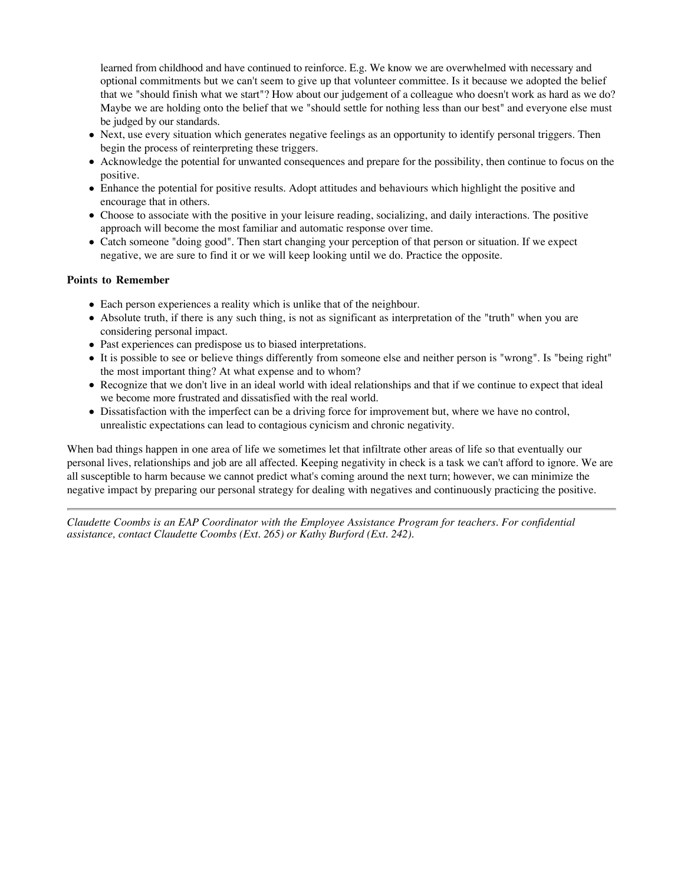learned from childhood and have continued to reinforce. E.g. We know we are overwhelmed with necessary and optional commitments but we can't seem to give up that volunteer committee. Is it because we adopted the belief that we "should finish what we start"? How about our judgement of a colleague who doesn't work as hard as we do? Maybe we are holding onto the belief that we "should settle for nothing less than our best" and everyone else must be judged by our standards.

- Next, use every situation which generates negative feelings as an opportunity to identify personal triggers. Then begin the process of reinterpreting these triggers.
- Acknowledge the potential for unwanted consequences and prepare for the possibility, then continue to focus on the positive.
- Enhance the potential for positive results. Adopt attitudes and behaviours which highlight the positive and encourage that in others.
- Choose to associate with the positive in your leisure reading, socializing, and daily interactions. The positive approach will become the most familiar and automatic response over time.
- Catch someone "doing good". Then start changing your perception of that person or situation. If we expect negative, we are sure to find it or we will keep looking until we do. Practice the opposite.

**Points to Remember**

- Each person experiences a reality which is unlike that of the neighbour.
- Absolute truth, if there is any such thing, is not as significant as interpretation of the "truth" when you are considering personal impact.
- Past experiences can predispose us to biased interpretations.
- It is possible to see or believe things differently from someone else and neither person is "wrong". Is "being right" the most important thing? At what expense and to whom?
- Recognize that we don't live in an ideal world with ideal relationships and that if we continue to expect that ideal we become more frustrated and dissatisfied with the real world.
- Dissatisfaction with the imperfect can be a driving force for improvement but, where we have no control, unrealistic expectations can lead to contagious cynicism and chronic negativity.

When bad things happen in one area of life we sometimes let that infiltrate other areas of life so that eventually our personal lives, relationships and job are all affected. Keeping negativity in check is a task we can't afford to ignore. We are all susceptible to harm because we cannot predict what's coming around the next turn; however, we can minimize the negative impact by preparing our personal strategy for dealing with negatives and continuously practicing the positive.

---

*Claudette Coombs is an EAP Coordinator with the Employee Assistance Program for teachers. For confidential assistance, contact Claudette Coombs (Ext. 265) or Kathy Burford (Ext. 242).*